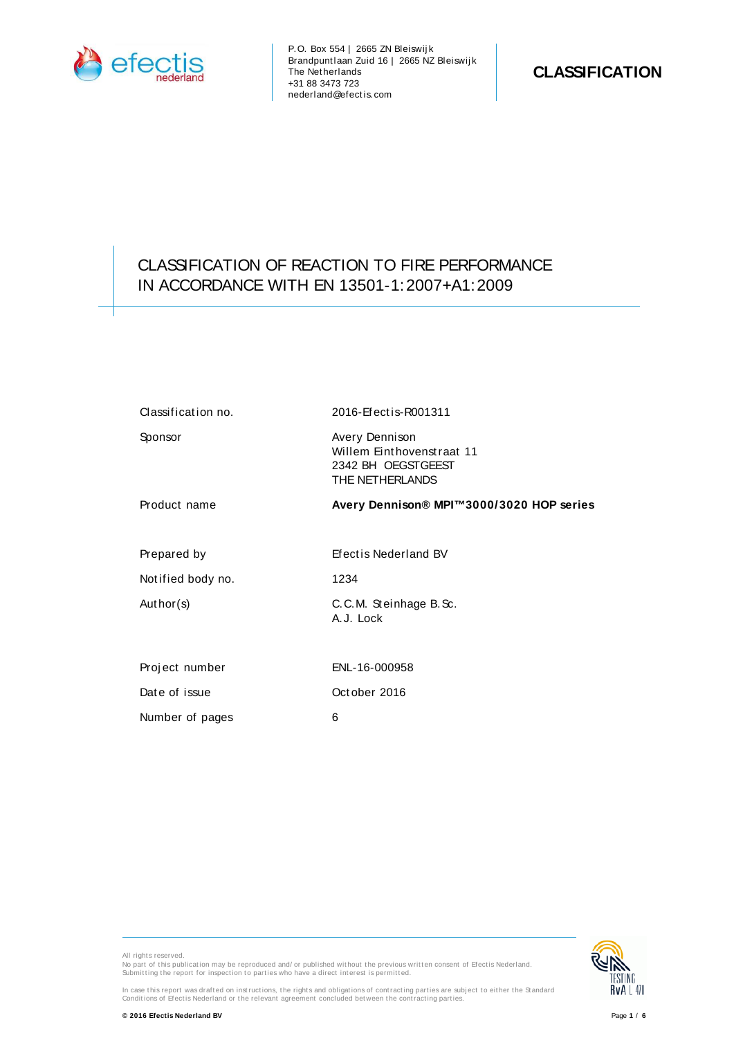P.O. Box 554 | 2665 ZN Bleiswijk
Brandpuntlaan Zuid 16 | 2665 NZ Bleiswijk
The Netherlands
+31 88 3473 723
nederland@efectis.com

**CLASSIFICATION**

# CLASSIFICATION OF REACTION TO FIRE PERFORMANCE IN ACCORDANCE WITH EN 13501-1:2007+A1:2009

| | |
|---|---|
| Classification no. | 2016-Efectis-R001311 |
| Sponsor | Avery Dennison<br>Willem Einthovenstraat 11<br>2342 BH OEGSTGEEST<br>THE NETHERLANDS |
| Product name | **Avery Dennison® MPI™3000/3020 HOP series** |
| Prepared by | Efectis Nederland BV |
| Notified body no. | 1234 |
| Author(s) | C.C.M. Steinhage B.Sc.<br>A.J. Lock |
| Project number | ENL-16-000958 |
| Date of issue | October 2016 |
| Number of pages | 6 |

All rights reserved.
No part of this publication may be reproduced and/or published without the previous written consent of Efectis Nederland. Submitting the report for inspection to parties who have a direct interest is permitted.

In case this report was drafted on instructions, the rights and obligations of contracting parties are subject to either the Standard Conditions of Efectis Nederland or the relevant agreement concluded between the contracting parties.

**© 2016 Efectis Nederland BV**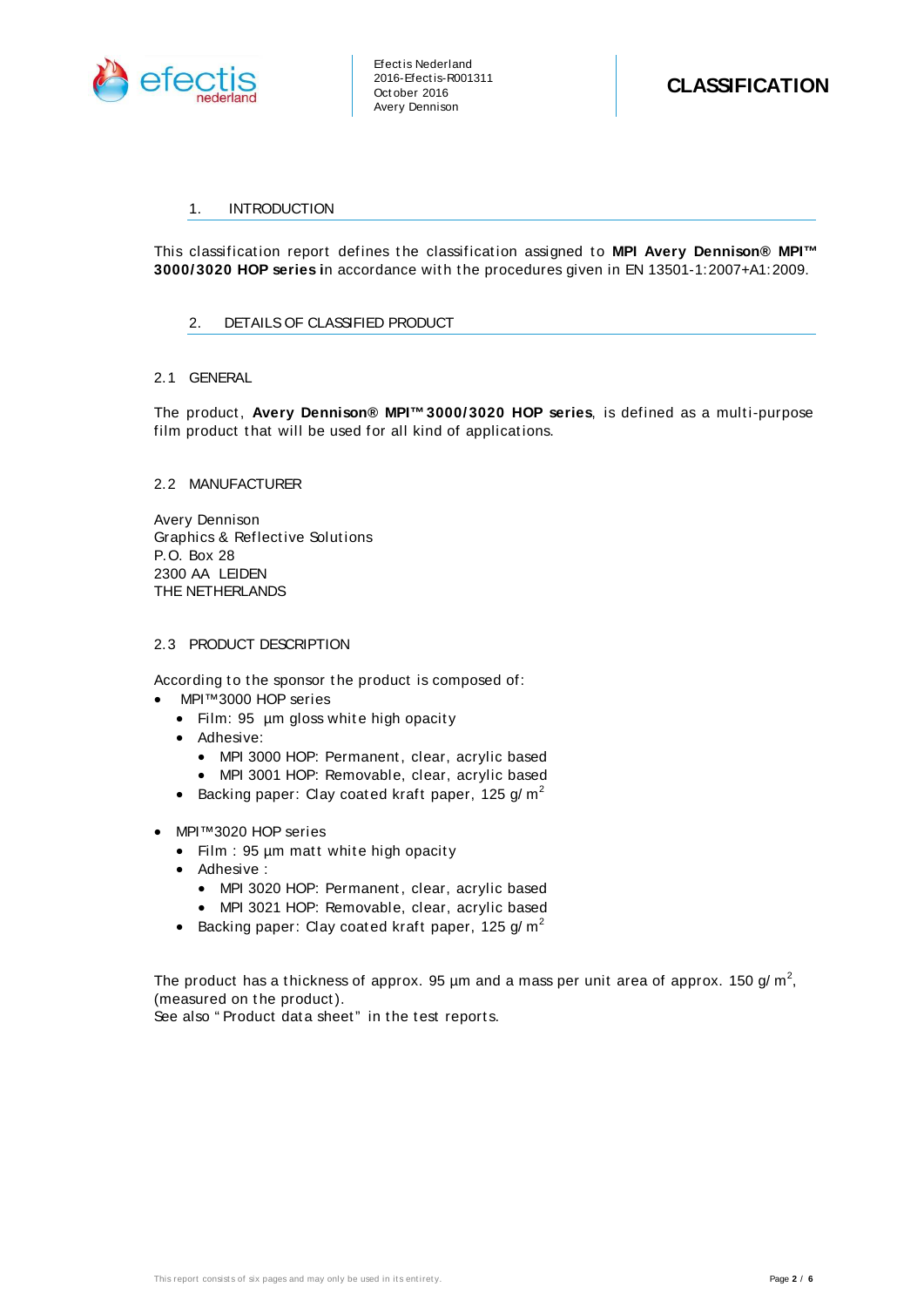## 1. INTRODUCTION

This classification report defines the classification assigned to **MPI Avery Dennison® MPI™ 3000/3020 HOP series i**n accordance with the procedures given in EN 13501-1:2007+A1:2009.

## 2. DETAILS OF CLASSIFIED PRODUCT

### 2.1 GENERAL

The product, **Avery Dennison® MPI™ 3000/3020 HOP series**, is defined as a multi-purpose film product that will be used for all kind of applications.

### 2.2 MANUFACTURER

Avery Dennison
Graphics & Reflective Solutions
P.O. Box 28
2300 AA LEIDEN
THE NETHERLANDS

### 2.3 PRODUCT DESCRIPTION

According to the sponsor the product is composed of:

- MPI™3000 HOP series
  - Film: 95 µm gloss white high opacity
  - Adhesive:
    - MPI 3000 HOP: Permanent, clear, acrylic based
    - MPI 3001 HOP: Removable, clear, acrylic based
  - Backing paper: Clay coated kraft paper, 125 g/m$^2$
- MPI™3020 HOP series
  - Film : 95 µm matt white high opacity
  - Adhesive :
    - MPI 3020 HOP: Permanent, clear, acrylic based
    - MPI 3021 HOP: Removable, clear, acrylic based
  - Backing paper: Clay coated kraft paper, 125 g/m$^2$

The product has a thickness of approx. 95 µm and a mass per unit area of approx. 150 g/m$^2$, (measured on the product).
See also "Product data sheet" in the test reports.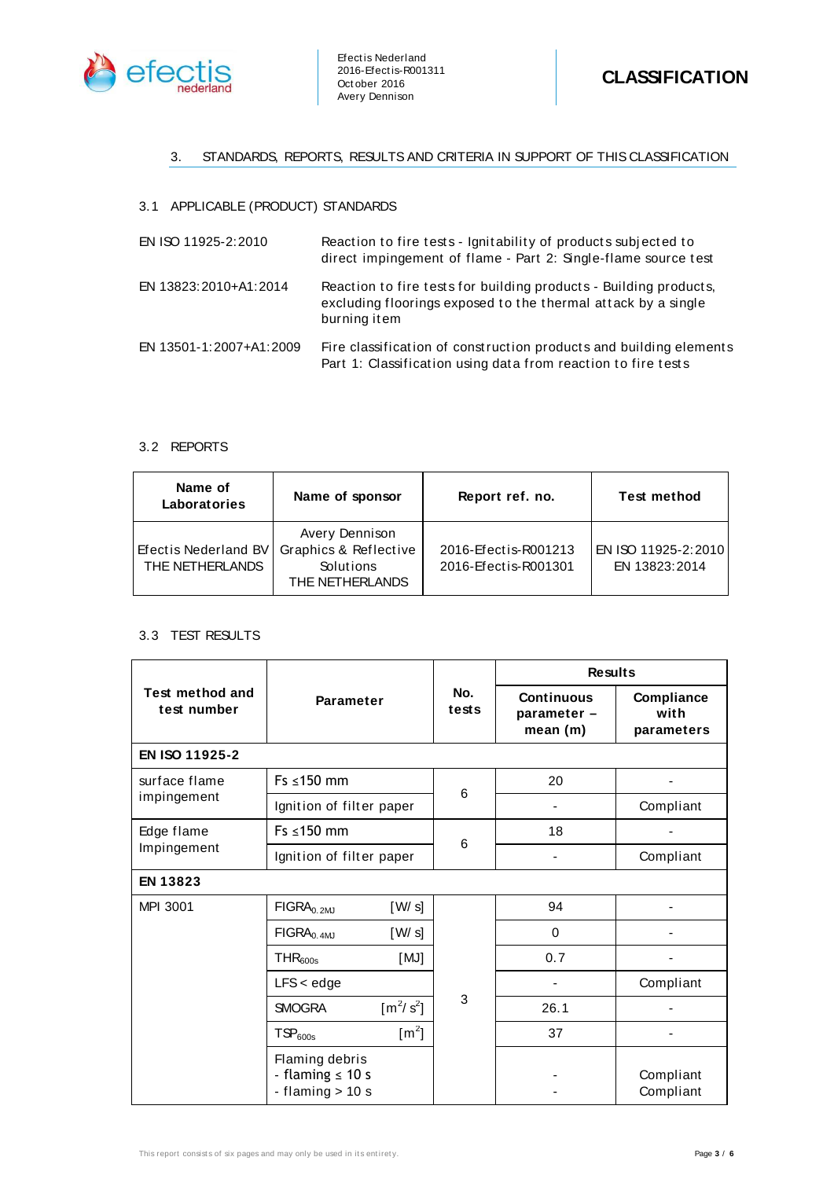## 3. STANDARDS, REPORTS, RESULTS AND CRITERIA IN SUPPORT OF THIS CLASSIFICATION

### 3.1 APPLICABLE (PRODUCT) STANDARDS

| | |
|---|---|
| EN ISO 11925-2:2010 | Reaction to fire tests - Ignitability of products subjected to direct impingement of flame - Part 2: Single-flame source test |
| EN 13823:2010+A1:2014 | Reaction to fire tests for building products - Building products, excluding floorings exposed to the thermal attack by a single burning item |
| EN 13501-1:2007+A1:2009 | Fire classification of construction products and building elements Part 1: Classification using data from reaction to fire tests |

### 3.2 REPORTS

| Name of Laboratories | Name of sponsor | Report ref. no. | Test method |
|---|---|---|---|
| Efectis Nederland BV THE NETHERLANDS | Avery Dennison Graphics & Reflective Solutions THE NETHERLANDS | 2016-Efectis-R001213<br>2016-Efectis-R001301 | EN ISO 11925-2:2010<br>EN 13823:2014 |

### 3.3 TEST RESULTS

| Test method and test number | Parameter | No. tests | Results | |
|---|---|---|---|---|
| | | | Continuous parameter – mean (m) | Compliance with parameters |
| **EN ISO 11925-2** | | | | |
| surface flame impingement | Fs ≤150 mm | 6 | 20 | - |
| | Ignition of filter paper | | - | Compliant |
| Edge flame Impingement | Fs ≤150 mm | 6 | 18 | - |
| | Ignition of filter paper | | - | Compliant |
| **EN 13823** | | | | |
| MPI 3001 | $FIGRA_{0.2MJ}$ [W/s] | 3 | 94 | - |
| | $FIGRA_{0.4MJ}$ [W/s] | | 0 | - |
| | $THR_{600s}$ [MJ] | | 0.7 | - |
| | LFS < edge | | - | Compliant |
| | SMOGRA [$m^2/s^2$] | | 26.1 | - |
| | $TSP_{600s}$ [$m^2$] | | 37 | - |
| | Flaming debris<br>- flaming ≤ 10 s<br>- flaming > 10 s | | -<br>- | Compliant<br>Compliant |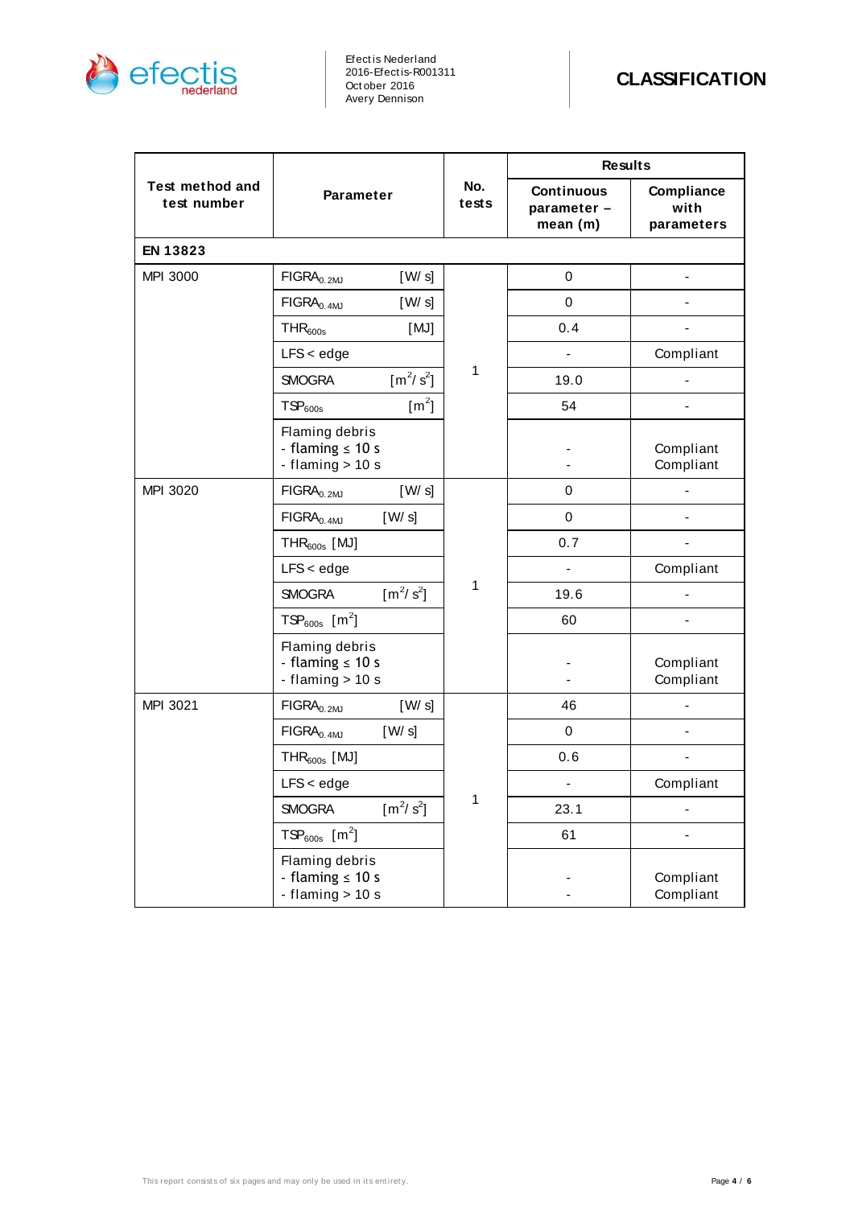# CLASSIFICATION

| Test method and test number | Parameter | No. tests | Results | |
|---|---|---|---|---|
| | | | Continuous parameter – mean (m) | Compliance with parameters |
| **EN 13823** | | | | |
| MPI 3000 | $FIGRA_{0.2MJ}$ [W/s] | 1 | 0 | - |
| | $FIGRA_{0.4MJ}$ [W/s] | | 0 | - |
| | $THR_{600s}$ [MJ] | | 0.4 | - |
| | LFS < edge | | - | Compliant |
| | SMOGRA [$m^2/s^2$] | | 19.0 | - |
| | $TSP_{600s}$ [$m^2$] | | 54 | - |
| | Flaming debris<br>- flaming ≤ 10 s<br>- flaming > 10 s | | -<br>- | Compliant<br>Compliant |
| MPI 3020 | $FIGRA_{0.2MJ}$ [W/s] | 1 | 0 | - |
| | $FIGRA_{0.4MJ}$ [W/s] | | 0 | - |
| | $THR_{600s}$ [MJ] | | 0.7 | - |
| | LFS < edge | | - | Compliant |
| | SMOGRA [$m^2/s^2$] | | 19.6 | - |
| | $TSP_{600s}$ [$m^2$] | | 60 | - |
| | Flaming debris<br>- flaming ≤ 10 s<br>- flaming > 10 s | | -<br>- | Compliant<br>Compliant |
| MPI 3021 | $FIGRA_{0.2MJ}$ [W/s] | 1 | 46 | - |
| | $FIGRA_{0.4MJ}$ [W/s] | | 0 | - |
| | $THR_{600s}$ [MJ] | | 0.6 | - |
| | LFS < edge | | - | Compliant |
| | SMOGRA [$m^2/s^2$] | | 23.1 | - |
| | $TSP_{600s}$ [$m^2$] | | 61 | - |
| | Flaming debris<br>- flaming ≤ 10 s<br>- flaming > 10 s | | -<br>- | Compliant<br>Compliant |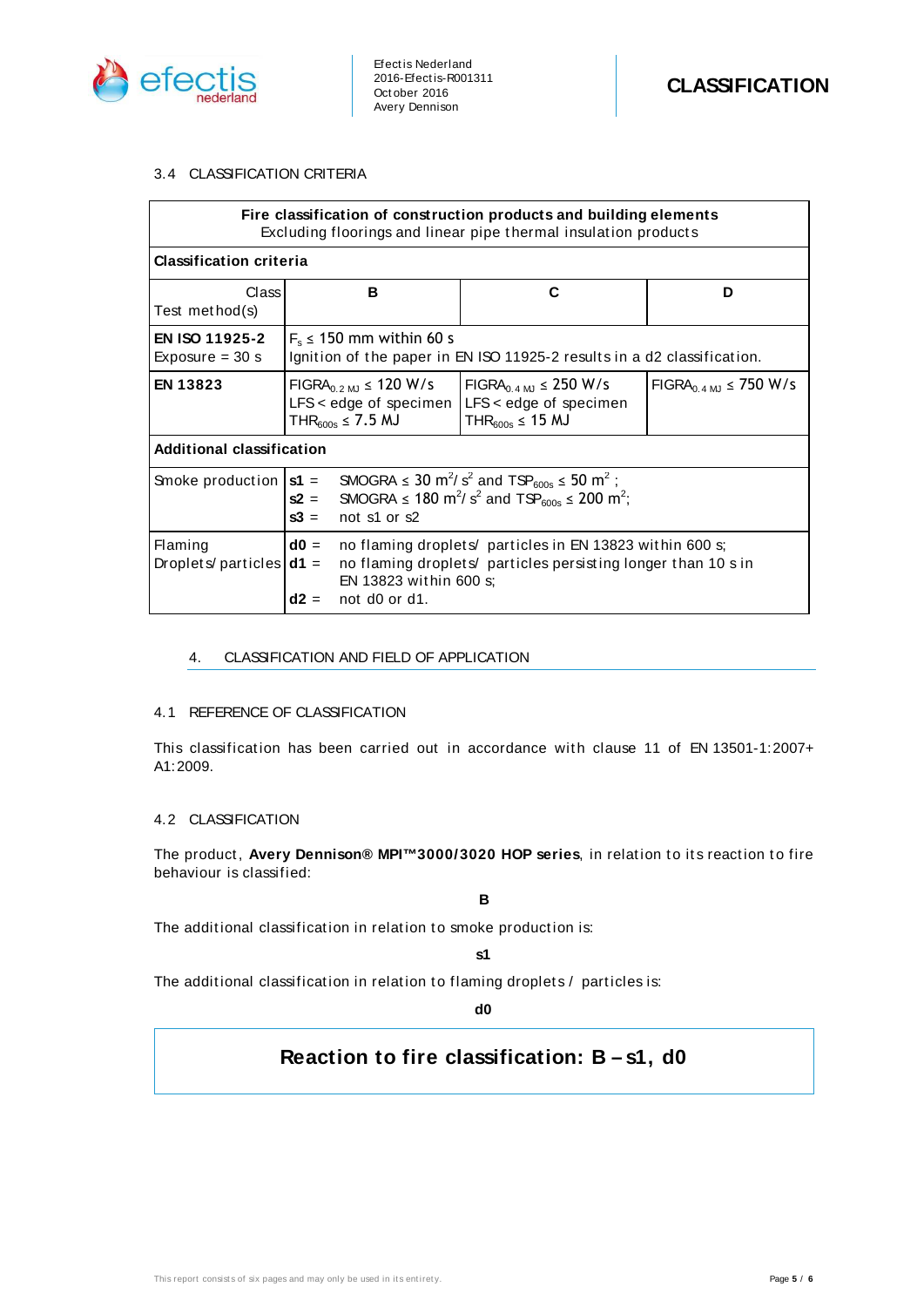### 3.4 CLASSIFICATION CRITERIA

| Fire classification of construction products and building elements<br>Excluding floorings and linear pipe thermal insulation products | | | |
|---|---|---|---|
| **Classification criteria** | | | |
| Class<br>Test method(s) | **B** | **C** | **D** |
| **EN ISO 11925-2**<br>Exposure = 30 s | $F_s \leq 150$ mm within 60 s<br>Ignition of the paper in EN ISO 11925-2 results in a d2 classification. | | |
| **EN 13823** | $FIGRA_{0.2\ MJ} \leq 120$ W/s<br>LFS < edge of specimen<br>$THR_{600s} \leq 7.5$ MJ | $FIGRA_{0.4\ MJ} \leq 250$ W/s<br>LFS < edge of specimen<br>$THR_{600s} \leq 15$ MJ | $FIGRA_{0.4\ MJ} \leq 750$ W/s |
| **Additional classification** | | | |
| Smoke production | **s1** = SMOGRA $\leq 30\ m^2/s^2$ and $TSP_{600s} \leq 50\ m^2$;<br>**s2** = SMOGRA $\leq 180\ m^2/s^2$ and $TSP_{600s} \leq 200\ m^2$;<br>**s3** = not s1 or s2 | | |
| Flaming Droplets/particles | **d0** = no flaming droplets/ particles in EN 13823 within 600 s;<br>**d1** = no flaming droplets/ particles persisting longer than 10 s in EN 13823 within 600 s;<br>**d2** = not d0 or d1. | | |

## 4. CLASSIFICATION AND FIELD OF APPLICATION

### 4.1 REFERENCE OF CLASSIFICATION

This classification has been carried out in accordance with clause 11 of EN 13501-1:2007+ A1:2009.

### 4.2 CLASSIFICATION

The product, **Avery Dennison® MPI™3000/3020 HOP series**, in relation to its reaction to fire behaviour is classified:

**B**

The additional classification in relation to smoke production is:

**s1**

The additional classification in relation to flaming droplets / particles is:

**d0**

**Reaction to fire classification: B – s1, d0**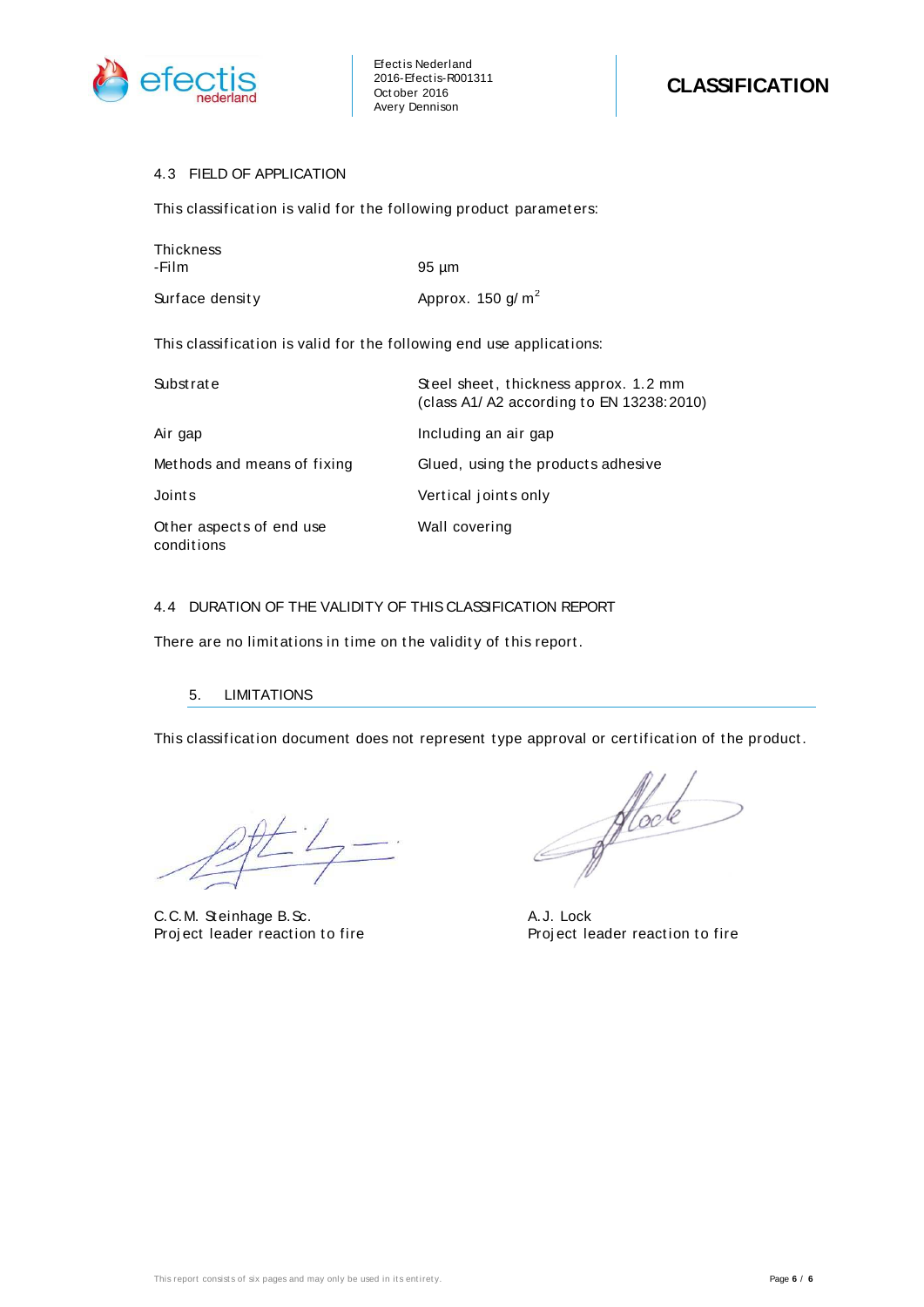### 4.3 FIELD OF APPLICATION

This classification is valid for the following product parameters:

| | |
|---|---|
| Thickness<br>-Film | 95 µm |
| Surface density | Approx. 150 g/m[2] |

This classification is valid for the following end use applications:

| | |
|---|---|
| Substrate | Steel sheet, thickness approx. 1.2 mm (class A1/A2 according to EN 13238:2010) |
| Air gap | Including an air gap |
| Methods and means of fixing | Glued, using the products adhesive |
| Joints | Vertical joints only |
| Other aspects of end use conditions | Wall covering |

### 4.4 DURATION OF THE VALIDITY OF THIS CLASSIFICATION REPORT

There are no limitations in time on the validity of this report.

## 5. LIMITATIONS

This classification document does not represent type approval or certification of the product.

C.C.M. Steinhage B.Sc.
Project leader reaction to fire

A.J. Lock
Project leader reaction to fire

This report consists of six pages and may only be used in its entirety.